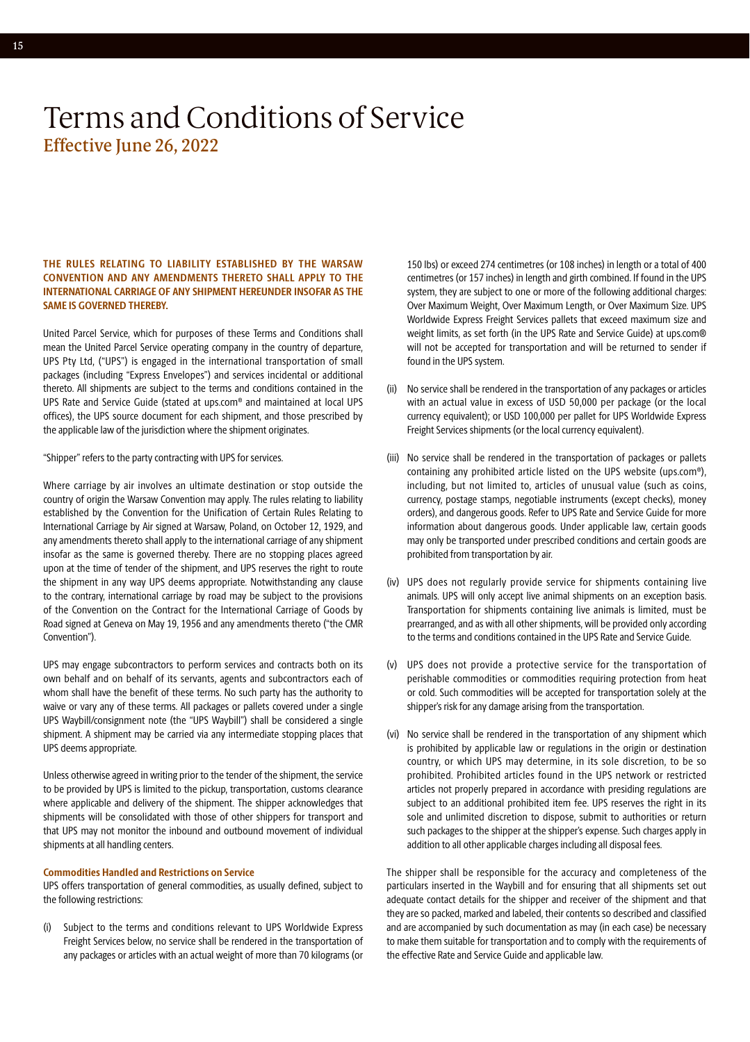# Terms and Conditions of Service

## Effective June 26, 2022

**THE RULES RELATING TO LIABILITY ESTABLISHED BY THE WARSAW CONVENTION AND ANY AMENDMENTS THERETO SHALL APPLY TO THE INTERNATIONAL CARRIAGE OF ANY SHIPMENT HEREUNDER INSOFAR AS THE SAME IS GOVERNED THEREBY.**

United Parcel Service, which for purposes of these Terms and Conditions shall mean the United Parcel Service operating company in the country of departure, UPS Pty Ltd, ("UPS") is engaged in the international transportation of small packages (including "Express Envelopes") and services incidental or additional thereto. All shipments are subject to the terms and conditions contained in the UPS Rate and Service Guide (stated at ups.com® and maintained at local UPS offices), the UPS source document for each shipment, and those prescribed by the applicable law of the jurisdiction where the shipment originates.

"Shipper" refers to the party contracting with UPS for services.

Where carriage by air involves an ultimate destination or stop outside the country of origin the Warsaw Convention may apply. The rules relating to liability established by the Convention for the Unification of Certain Rules Relating to International Carriage by Air signed at Warsaw, Poland, on October 12, 1929, and any amendments thereto shall apply to the international carriage of any shipment insofar as the same is governed thereby. There are no stopping places agreed upon at the time of tender of the shipment, and UPS reserves the right to route the shipment in any way UPS deems appropriate. Notwithstanding any clause to the contrary, international carriage by road may be subject to the provisions of the Convention on the Contract for the International Carriage of Goods by Road signed at Geneva on May 19, 1956 and any amendments thereto ("the CMR Convention").

UPS may engage subcontractors to perform services and contracts both on its own behalf and on behalf of its servants, agents and subcontractors each of whom shall have the benefit of these terms. No such party has the authority to waive or vary any of these terms. All packages or pallets covered under a single UPS Waybill/consignment note (the "UPS Waybill") shall be considered a single shipment. A shipment may be carried via any intermediate stopping places that UPS deems appropriate.

Unless otherwise agreed in writing prior to the tender of the shipment, the service to be provided by UPS is limited to the pickup, transportation, customs clearance where applicable and delivery of the shipment. The shipper acknowledges that shipments will be consolidated with those of other shippers for transport and that UPS may not monitor the inbound and outbound movement of individual shipments at all handling centers.

### Commodities Handled and Restrictions on Service

UPS offers transportation of general commodities, as usually defined, subject to the following restrictions:

(i) Subject to the terms and conditions relevant to UPS Worldwide Express Freight Services below, no service shall be rendered in the transportation of any packages or articles with an actual weight of more than 70 kilograms (or 150 lbs) or exceed 274 centimetres (or 108 inches) in length or a total of 400 centimetres (or 157 inches) in length and girth combined. If found in the UPS system, they are subject to one or more of the following additional charges: Over Maximum Weight, Over Maximum Length, or Over Maximum Size. UPS Worldwide Express Freight Services pallets that exceed maximum size and weight limits, as set forth (in the UPS Rate and Service Guide) at ups.com® will not be accepted for transportation and will be returned to sender if found in the UPS system.

(ii) No service shall be rendered in the transportation of any packages or articles with an actual value in excess of USD 50,000 per package (or the local currency equivalent); or USD 100,000 per pallet for UPS Worldwide Express Freight Services shipments (or the local currency equivalent).

(iii) No service shall be rendered in the transportation of packages or pallets containing any prohibited article listed on the UPS website (ups.com®), including, but not limited to, articles of unusual value (such as coins, currency, postage stamps, negotiable instruments (except checks), money orders), and dangerous goods. Refer to UPS Rate and Service Guide for more information about dangerous goods. Under applicable law, certain goods may only be transported under prescribed conditions and certain goods are prohibited from transportation by air.

(iv) UPS does not regularly provide service for shipments containing live animals. UPS will only accept live animal shipments on an exception basis. Transportation for shipments containing live animals is limited, must be prearranged, and as with all other shipments, will be provided only according to the terms and conditions contained in the UPS Rate and Service Guide.

(v) UPS does not provide a protective service for the transportation of perishable commodities or commodities requiring protection from heat or cold. Such commodities will be accepted for transportation solely at the shipper's risk for any damage arising from the transportation.

(vi) No service shall be rendered in the transportation of any shipment which is prohibited by applicable law or regulations in the origin or destination country, or which UPS may determine, in its sole discretion, to be so prohibited. Prohibited articles found in the UPS network or restricted articles not properly prepared in accordance with presiding regulations are subject to an additional prohibited item fee. UPS reserves the right in its sole and unlimited discretion to dispose, submit to authorities or return such packages to the shipper at the shipper's expense. Such charges apply in addition to all other applicable charges including all disposal fees.

The shipper shall be responsible for the accuracy and completeness of the particulars inserted in the Waybill and for ensuring that all shipments set out adequate contact details for the shipper and receiver of the shipment and that they are so packed, marked and labeled, their contents so described and classified and are accompanied by such documentation as may (in each case) be necessary to make them suitable for transportation and to comply with the requirements of the effective Rate and Service Guide and applicable law.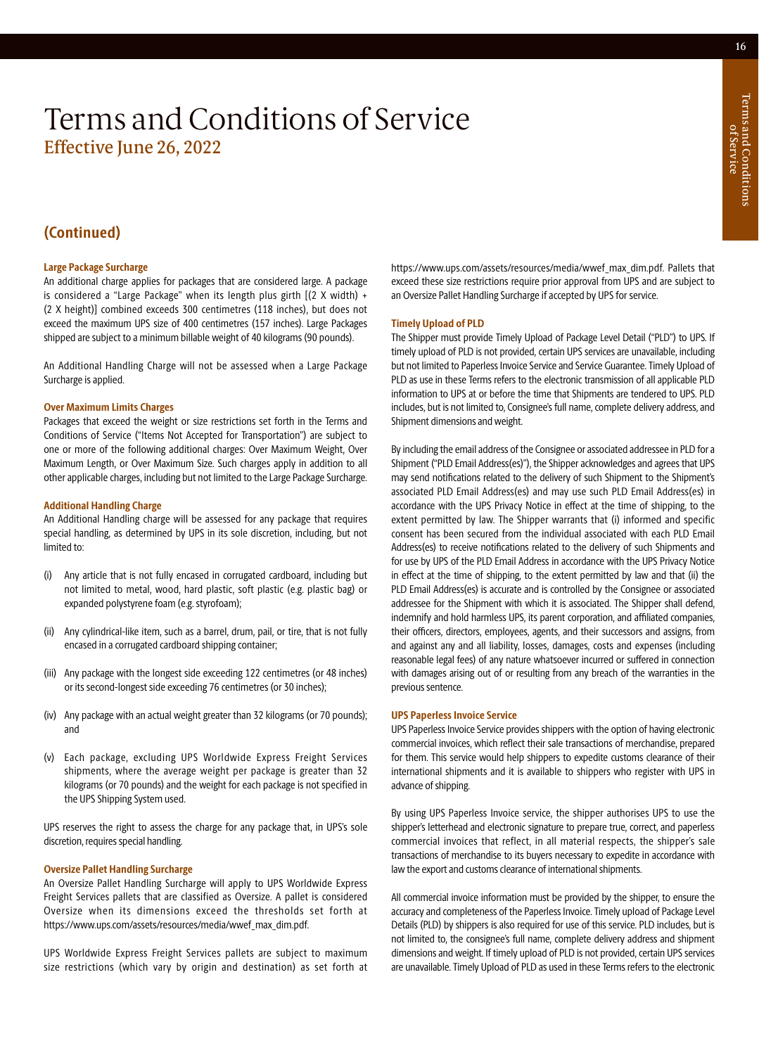# Terms and Conditions of Service

## Effective June 26, 2022

## (Continued)

### Large Package Surcharge

An additional charge applies for packages that are considered large. A package is considered a "Large Package" when its length plus girth [(2 X width) + (2 X height)] combined exceeds 300 centimetres (118 inches), but does not exceed the maximum UPS size of 400 centimetres (157 inches). Large Packages shipped are subject to a minimum billable weight of 40 kilograms (90 pounds).

An Additional Handling Charge will not be assessed when a Large Package Surcharge is applied.

### Over Maximum Limits Charges

Packages that exceed the weight or size restrictions set forth in the Terms and Conditions of Service ("Items Not Accepted for Transportation") are subject to one or more of the following additional charges: Over Maximum Weight, Over Maximum Length, or Over Maximum Size. Such charges apply in addition to all other applicable charges, including but not limited to the Large Package Surcharge.

### Additional Handling Charge

An Additional Handling charge will be assessed for any package that requires special handling, as determined by UPS in its sole discretion, including, but not limited to:

(i) Any article that is not fully encased in corrugated cardboard, including but not limited to metal, wood, hard plastic, soft plastic (e.g. plastic bag) or expanded polystyrene foam (e.g. styrofoam);

(ii) Any cylindrical-like item, such as a barrel, drum, pail, or tire, that is not fully encased in a corrugated cardboard shipping container;

(iii) Any package with the longest side exceeding 122 centimetres (or 48 inches) or its second-longest side exceeding 76 centimetres (or 30 inches);

(iv) Any package with an actual weight greater than 32 kilograms (or 70 pounds); and

(v) Each package, excluding UPS Worldwide Express Freight Services shipments, where the average weight per package is greater than 32 kilograms (or 70 pounds) and the weight for each package is not specified in the UPS Shipping System used.

UPS reserves the right to assess the charge for any package that, in UPS's sole discretion, requires special handling.

### Oversize Pallet Handling Surcharge

An Oversize Pallet Handling Surcharge will apply to UPS Worldwide Express Freight Services pallets that are classified as Oversize. A pallet is considered Oversize when its dimensions exceed the thresholds set forth at https://www.ups.com/assets/resources/media/wwef_max_dim.pdf.

UPS Worldwide Express Freight Services pallets are subject to maximum size restrictions (which vary by origin and destination) as set forth at https://www.ups.com/assets/resources/media/wwef_max_dim.pdf. Pallets that exceed these size restrictions require prior approval from UPS and are subject to an Oversize Pallet Handling Surcharge if accepted by UPS for service.

### Timely Upload of PLD

The Shipper must provide Timely Upload of Package Level Detail ("PLD") to UPS. If timely upload of PLD is not provided, certain UPS services are unavailable, including but not limited to Paperless Invoice Service and Service Guarantee. Timely Upload of PLD as use in these Terms refers to the electronic transmission of all applicable PLD information to UPS at or before the time that Shipments are tendered to UPS. PLD includes, but is not limited to, Consignee's full name, complete delivery address, and Shipment dimensions and weight.

By including the email address of the Consignee or associated addressee in PLD for a Shipment ("PLD Email Address(es)"), the Shipper acknowledges and agrees that UPS may send notifications related to the delivery of such Shipment to the Shipment's associated PLD Email Address(es) and may use such PLD Email Address(es) in accordance with the UPS Privacy Notice in effect at the time of shipping, to the extent permitted by law. The Shipper warrants that (i) informed and specific consent has been secured from the individual associated with each PLD Email Address(es) to receive notifications related to the delivery of such Shipments and for use by UPS of the PLD Email Address in accordance with the UPS Privacy Notice in effect at the time of shipping, to the extent permitted by law and that (ii) the PLD Email Address(es) is accurate and is controlled by the Consignee or associated addressee for the Shipment with which it is associated. The Shipper shall defend, indemnify and hold harmless UPS, its parent corporation, and affiliated companies, their officers, directors, employees, agents, and their successors and assigns, from and against any and all liability, losses, damages, costs and expenses (including reasonable legal fees) of any nature whatsoever incurred or suffered in connection with damages arising out of or resulting from any breach of the warranties in the previous sentence.

### UPS Paperless Invoice Service

UPS Paperless Invoice Service provides shippers with the option of having electronic commercial invoices, which reflect their sale transactions of merchandise, prepared for them. This service would help shippers to expedite customs clearance of their international shipments and it is available to shippers who register with UPS in advance of shipping.

By using UPS Paperless Invoice service, the shipper authorises UPS to use the shipper's letterhead and electronic signature to prepare true, correct, and paperless commercial invoices that reflect, in all material respects, the shipper's sale transactions of merchandise to its buyers necessary to expedite in accordance with law the export and customs clearance of international shipments.

All commercial invoice information must be provided by the shipper, to ensure the accuracy and completeness of the Paperless Invoice. Timely upload of Package Level Details (PLD) by shippers is also required for use of this service. PLD includes, but is not limited to, the consignee's full name, complete delivery address and shipment dimensions and weight. If timely upload of PLD is not provided, certain UPS services are unavailable. Timely Upload of PLD as used in these Terms refers to the electronic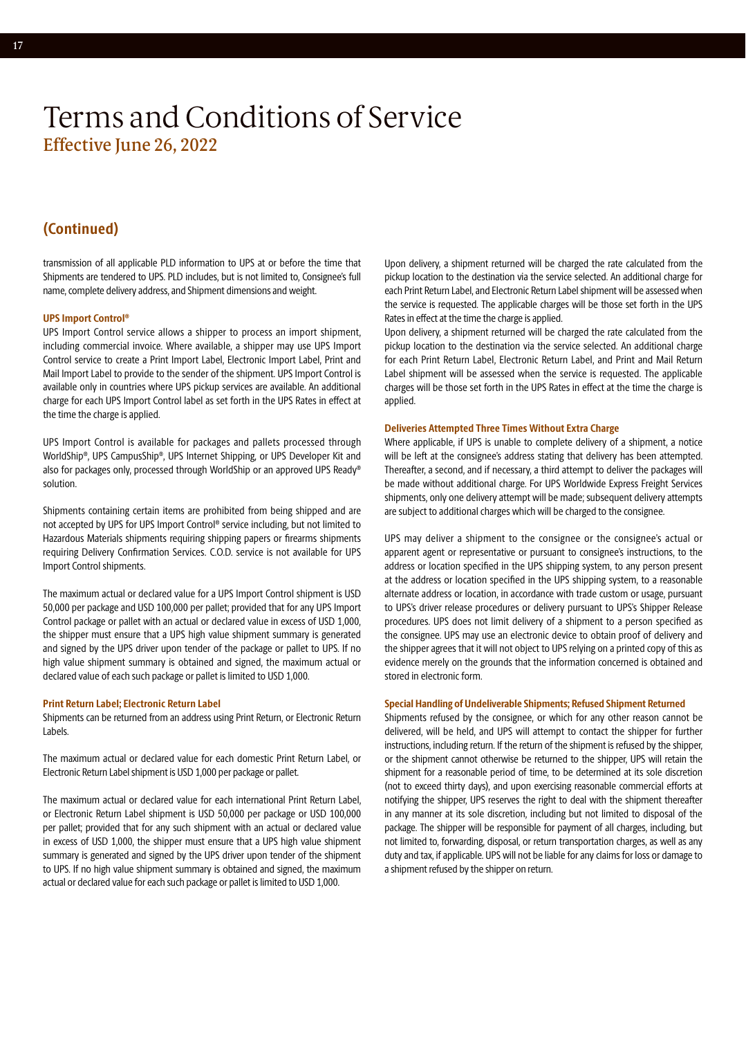# Terms and Conditions of Service

## Effective June 26, 2022

## (Continued)

transmission of all applicable PLD information to UPS at or before the time that Shipments are tendered to UPS. PLD includes, but is not limited to, Consignee's full name, complete delivery address, and Shipment dimensions and weight.

### UPS Import Control®

UPS Import Control service allows a shipper to process an import shipment, including commercial invoice. Where available, a shipper may use UPS Import Control service to create a Print Import Label, Electronic Import Label, Print and Mail Import Label to provide to the sender of the shipment. UPS Import Control is available only in countries where UPS pickup services are available. An additional charge for each UPS Import Control label as set forth in the UPS Rates in effect at the time the charge is applied.

UPS Import Control is available for packages and pallets processed through WorldShip®, UPS CampusShip®, UPS Internet Shipping, or UPS Developer Kit and also for packages only, processed through WorldShip or an approved UPS Ready® solution.

Shipments containing certain items are prohibited from being shipped and are not accepted by UPS for UPS Import Control® service including, but not limited to Hazardous Materials shipments requiring shipping papers or firearms shipments requiring Delivery Confirmation Services. C.O.D. service is not available for UPS Import Control shipments.

The maximum actual or declared value for a UPS Import Control shipment is USD 50,000 per package and USD 100,000 per pallet; provided that for any UPS Import Control package or pallet with an actual or declared value in excess of USD 1,000, the shipper must ensure that a UPS high value shipment summary is generated and signed by the UPS driver upon tender of the package or pallet to UPS. If no high value shipment summary is obtained and signed, the maximum actual or declared value of each such package or pallet is limited to USD 1,000.

### Print Return Label; Electronic Return Label

Shipments can be returned from an address using Print Return, or Electronic Return Labels.

The maximum actual or declared value for each domestic Print Return Label, or Electronic Return Label shipment is USD 1,000 per package or pallet.

The maximum actual or declared value for each international Print Return Label, or Electronic Return Label shipment is USD 50,000 per package or USD 100,000 per pallet; provided that for any such shipment with an actual or declared value in excess of USD 1,000, the shipper must ensure that a UPS high value shipment summary is generated and signed by the UPS driver upon tender of the shipment to UPS. If no high value shipment summary is obtained and signed, the maximum actual or declared value for each such package or pallet is limited to USD 1,000.

Upon delivery, a shipment returned will be charged the rate calculated from the pickup location to the destination via the service selected. An additional charge for each Print Return Label, and Electronic Return Label shipment will be assessed when the service is requested. The applicable charges will be those set forth in the UPS Rates in effect at the time the charge is applied.

Upon delivery, a shipment returned will be charged the rate calculated from the pickup location to the destination via the service selected. An additional charge for each Print Return Label, Electronic Return Label, and Print and Mail Return Label shipment will be assessed when the service is requested. The applicable charges will be those set forth in the UPS Rates in effect at the time the charge is applied.

### Deliveries Attempted Three Times Without Extra Charge

Where applicable, if UPS is unable to complete delivery of a shipment, a notice will be left at the consignee's address stating that delivery has been attempted. Thereafter, a second, and if necessary, a third attempt to deliver the packages will be made without additional charge. For UPS Worldwide Express Freight Services shipments, only one delivery attempt will be made; subsequent delivery attempts are subject to additional charges which will be charged to the consignee.

UPS may deliver a shipment to the consignee or the consignee's actual or apparent agent or representative or pursuant to consignee's instructions, to the address or location specified in the UPS shipping system, to any person present at the address or location specified in the UPS shipping system, to a reasonable alternate address or location, in accordance with trade custom or usage, pursuant to UPS's driver release procedures or delivery pursuant to UPS's Shipper Release procedures. UPS does not limit delivery of a shipment to a person specified as the consignee. UPS may use an electronic device to obtain proof of delivery and the shipper agrees that it will not object to UPS relying on a printed copy of this as evidence merely on the grounds that the information concerned is obtained and stored in electronic form.

### Special Handling of Undeliverable Shipments; Refused Shipment Returned

Shipments refused by the consignee, or which for any other reason cannot be delivered, will be held, and UPS will attempt to contact the shipper for further instructions, including return. If the return of the shipment is refused by the shipper, or the shipment cannot otherwise be returned to the shipper, UPS will retain the shipment for a reasonable period of time, to be determined at its sole discretion (not to exceed thirty days), and upon exercising reasonable commercial efforts at notifying the shipper, UPS reserves the right to deal with the shipment thereafter in any manner at its sole discretion, including but not limited to disposal of the package. The shipper will be responsible for payment of all charges, including, but not limited to, forwarding, disposal, or return transportation charges, as well as any duty and tax, if applicable. UPS will not be liable for any claims for loss or damage to a shipment refused by the shipper on return.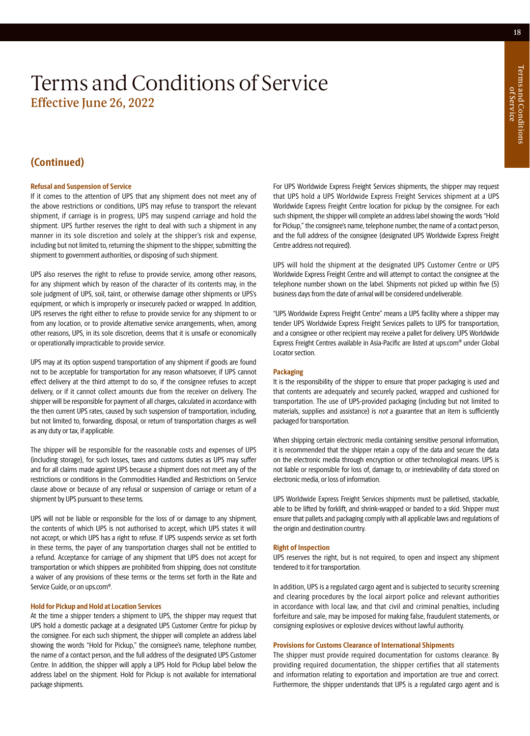# Terms and Conditions of Service

## Effective June 26, 2022

## (Continued)

### Refusal and Suspension of Service

If it comes to the attention of UPS that any shipment does not meet any of the above restrictions or conditions, UPS may refuse to transport the relevant shipment, if carriage is in progress, UPS may suspend carriage and hold the shipment. UPS further reserves the right to deal with such a shipment in any manner in its sole discretion and solely at the shipper's risk and expense, including but not limited to, returning the shipment to the shipper, submitting the shipment to government authorities, or disposing of such shipment.

UPS also reserves the right to refuse to provide service, among other reasons, for any shipment which by reason of the character of its contents may, in the sole judgment of UPS, soil, taint, or otherwise damage other shipments or UPS's equipment, or which is improperly or insecurely packed or wrapped. In addition, UPS reserves the right either to refuse to provide service for any shipment to or from any location, or to provide alternative service arrangements, when, among other reasons, UPS, in its sole discretion, deems that it is unsafe or economically or operationally impracticable to provide service.

UPS may at its option suspend transportation of any shipment if goods are found not to be acceptable for transportation for any reason whatsoever, if UPS cannot effect delivery at the third attempt to do so, if the consignee refuses to accept delivery, or if it cannot collect amounts due from the receiver on delivery. The shipper will be responsible for payment of all charges, calculated in accordance with the then current UPS rates, caused by such suspension of transportation, including, but not limited to, forwarding, disposal, or return of transportation charges as well as any duty or tax, if applicable.

The shipper will be responsible for the reasonable costs and expenses of UPS (including storage), for such losses, taxes and customs duties as UPS may suffer and for all claims made against UPS because a shipment does not meet any of the restrictions or conditions in the Commodities Handled and Restrictions on Service clause above or because of any refusal or suspension of carriage or return of a shipment by UPS pursuant to these terms.

UPS will not be liable or responsible for the loss of or damage to any shipment, the contents of which UPS is not authorised to accept, which UPS states it will not accept, or which UPS has a right to refuse. If UPS suspends service as set forth in these terms, the payer of any transportation charges shall not be entitled to a refund. Acceptance for carriage of any shipment that UPS does not accept for transportation or which shippers are prohibited from shipping, does not constitute a waiver of any provisions of these terms or the terms set forth in the Rate and Service Guide, or on ups.com®.

### Hold for Pickup and Hold at Location Services

At the time a shipper tenders a shipment to UPS, the shipper may request that UPS hold a domestic package at a designated UPS Customer Centre for pickup by the consignee. For each such shipment, the shipper will complete an address label showing the words "Hold for Pickup," the consignee's name, telephone number, the name of a contact person, and the full address of the designated UPS Customer Centre. In addition, the shipper will apply a UPS Hold for Pickup label below the address label on the shipment. Hold for Pickup is not available for international package shipments.

For UPS Worldwide Express Freight Services shipments, the shipper may request that UPS hold a UPS Worldwide Express Freight Services shipment at a UPS Worldwide Express Freight Centre location for pickup by the consignee. For each such shipment, the shipper will complete an address label showing the words "Hold for Pickup," the consignee's name, telephone number, the name of a contact person, and the full address of the consignee (designated UPS Worldwide Express Freight Centre address not required).

UPS will hold the shipment at the designated UPS Customer Centre or UPS Worldwide Express Freight Centre and will attempt to contact the consignee at the telephone number shown on the label. Shipments not picked up within five (5) business days from the date of arrival will be considered undeliverable.

"UPS Worldwide Express Freight Centre" means a UPS facility where a shipper may tender UPS Worldwide Express Freight Services pallets to UPS for transportation, and a consignee or other recipient may receive a pallet for delivery. UPS Worldwide Express Freight Centres available in Asia-Pacific are listed at ups.com® under Global Locator section.

### Packaging

It is the responsibility of the shipper to ensure that proper packaging is used and that contents are adequately and securely packed, wrapped and cushioned for transportation. The use of UPS-provided packaging (including but not limited to materials, supplies and assistance) is *not* a guarantee that an item is sufficiently packaged for transportation.

When shipping certain electronic media containing sensitive personal information, it is recommended that the shipper retain a copy of the data and secure the data on the electronic media through encryption or other technological means. UPS is not liable or responsible for loss of, damage to, or irretrievability of data stored on electronic media, or loss of information.

UPS Worldwide Express Freight Services shipments must be palletised, stackable, able to be lifted by forklift, and shrink-wrapped or banded to a skid. Shipper must ensure that pallets and packaging comply with all applicable laws and regulations of the origin and destination country.

### Right of Inspection

UPS reserves the right, but is not required, to open and inspect any shipment tendered to it for transportation.

In addition, UPS is a regulated cargo agent and is subjected to security screening and clearing procedures by the local airport police and relevant authorities in accordance with local law, and that civil and criminal penalties, including forfeiture and sale, may be imposed for making false, fraudulent statements, or consigning explosives or explosive devices without lawful authority.

### Provisions for Customs Clearance of International Shipments

The shipper must provide required documentation for customs clearance. By providing required documentation, the shipper certifies that all statements and information relating to exportation and importation are true and correct. Furthermore, the shipper understands that UPS is a regulated cargo agent and is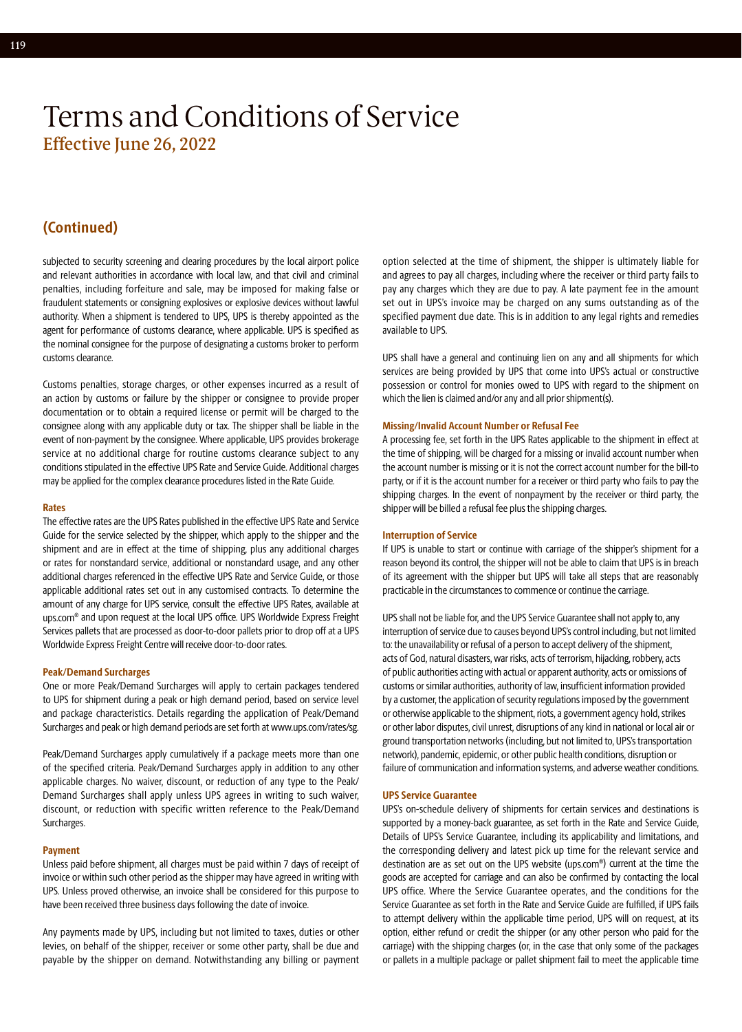# Terms and Conditions of Service

## Effective June 26, 2022

## (Continued)

subjected to security screening and clearing procedures by the local airport police and relevant authorities in accordance with local law, and that civil and criminal penalties, including forfeiture and sale, may be imposed for making false or fraudulent statements or consigning explosives or explosive devices without lawful authority. When a shipment is tendered to UPS, UPS is thereby appointed as the agent for performance of customs clearance, where applicable. UPS is specified as the nominal consignee for the purpose of designating a customs broker to perform customs clearance.

Customs penalties, storage charges, or other expenses incurred as a result of an action by customs or failure by the shipper or consignee to provide proper documentation or to obtain a required license or permit will be charged to the consignee along with any applicable duty or tax. The shipper shall be liable in the event of non-payment by the consignee. Where applicable, UPS provides brokerage service at no additional charge for routine customs clearance subject to any conditions stipulated in the effective UPS Rate and Service Guide. Additional charges may be applied for the complex clearance procedures listed in the Rate Guide.

### Rates

The effective rates are the UPS Rates published in the effective UPS Rate and Service Guide for the service selected by the shipper, which apply to the shipper and the shipment and are in effect at the time of shipping, plus any additional charges or rates for nonstandard service, additional or nonstandard usage, and any other additional charges referenced in the effective UPS Rate and Service Guide, or those applicable additional rates set out in any customised contracts. To determine the amount of any charge for UPS service, consult the effective UPS Rates, available at ups.com® and upon request at the local UPS office. UPS Worldwide Express Freight Services pallets that are processed as door-to-door pallets prior to drop off at a UPS Worldwide Express Freight Centre will receive door-to-door rates.

### Peak/Demand Surcharges

One or more Peak/Demand Surcharges will apply to certain packages tendered to UPS for shipment during a peak or high demand period, based on service level and package characteristics. Details regarding the application of Peak/Demand Surcharges and peak or high demand periods are set forth at www.ups.com/rates/sg.

Peak/Demand Surcharges apply cumulatively if a package meets more than one of the specified criteria. Peak/Demand Surcharges apply in addition to any other applicable charges. No waiver, discount, or reduction of any type to the Peak/Demand Surcharges shall apply unless UPS agrees in writing to such waiver, discount, or reduction with specific written reference to the Peak/Demand Surcharges.

### Payment

Unless paid before shipment, all charges must be paid within 7 days of receipt of invoice or within such other period as the shipper may have agreed in writing with UPS. Unless proved otherwise, an invoice shall be considered for this purpose to have been received three business days following the date of invoice.

Any payments made by UPS, including but not limited to taxes, duties or other levies, on behalf of the shipper, receiver or some other party, shall be due and payable by the shipper on demand. Notwithstanding any billing or payment option selected at the time of shipment, the shipper is ultimately liable for and agrees to pay all charges, including where the receiver or third party fails to pay any charges which they are due to pay. A late payment fee in the amount set out in UPS's invoice may be charged on any sums outstanding as of the specified payment due date. This is in addition to any legal rights and remedies available to UPS.

UPS shall have a general and continuing lien on any and all shipments for which services are being provided by UPS that come into UPS's actual or constructive possession or control for monies owed to UPS with regard to the shipment on which the lien is claimed and/or any and all prior shipment(s).

### Missing/Invalid Account Number or Refusal Fee

A processing fee, set forth in the UPS Rates applicable to the shipment in effect at the time of shipping, will be charged for a missing or invalid account number when the account number is missing or it is not the correct account number for the bill-to party, or if it is the account number for a receiver or third party who fails to pay the shipping charges. In the event of nonpayment by the receiver or third party, the shipper will be billed a refusal fee plus the shipping charges.

### Interruption of Service

If UPS is unable to start or continue with carriage of the shipper's shipment for a reason beyond its control, the shipper will not be able to claim that UPS is in breach of its agreement with the shipper but UPS will take all steps that are reasonably practicable in the circumstances to commence or continue the carriage.

UPS shall not be liable for, and the UPS Service Guarantee shall not apply to, any interruption of service due to causes beyond UPS's control including, but not limited to: the unavailability or refusal of a person to accept delivery of the shipment, acts of God, natural disasters, war risks, acts of terrorism, hijacking, robbery, acts of public authorities acting with actual or apparent authority, acts or omissions of customs or similar authorities, authority of law, insufficient information provided by a customer, the application of security regulations imposed by the government or otherwise applicable to the shipment, riots, a government agency hold, strikes or other labor disputes, civil unrest, disruptions of any kind in national or local air or ground transportation networks (including, but not limited to, UPS's transportation network), pandemic, epidemic, or other public health conditions, disruption or failure of communication and information systems, and adverse weather conditions.

### UPS Service Guarantee

UPS's on-schedule delivery of shipments for certain services and destinations is supported by a money-back guarantee, as set forth in the Rate and Service Guide, Details of UPS's Service Guarantee, including its applicability and limitations, and the corresponding delivery and latest pick up time for the relevant service and destination are as set out on the UPS website (ups.com®) current at the time the goods are accepted for carriage and can also be confirmed by contacting the local UPS office. Where the Service Guarantee operates, and the conditions for the Service Guarantee as set forth in the Rate and Service Guide are fulfilled, if UPS fails to attempt delivery within the applicable time period, UPS will on request, at its option, either refund or credit the shipper (or any other person who paid for the carriage) with the shipping charges (or, in the case that only some of the packages or pallets in a multiple package or pallet shipment fail to meet the applicable time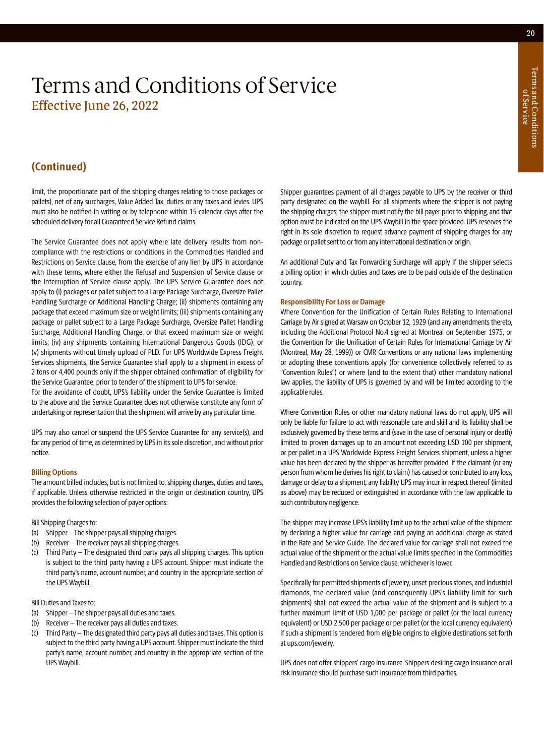# Terms and Conditions of Service

## Effective June 26, 2022

## (Continued)

limit, the proportionate part of the shipping charges relating to those packages or pallets), net of any surcharges, Value Added Tax, duties or any taxes and levies. UPS must also be notified in writing or by telephone within 15 calendar days after the scheduled delivery for all Guaranteed Service Refund claims.

The Service Guarantee does not apply where late delivery results from non-compliance with the restrictions or conditions in the Commodities Handled and Restrictions on Service clause, from the exercise of any lien by UPS in accordance with these terms, where either the Refusal and Suspension of Service clause or the Interruption of Service clause apply. The UPS Service Guarantee does not apply to (i) packages or pallet subject to a Large Package Surcharge, Oversize Pallet Handling Surcharge or Additional Handling Charge; (ii) shipments containing any package that exceed maximum size or weight limits; (iii) shipments containing any package or pallet subject to a Large Package Surcharge, Oversize Pallet Handling Surcharge, Additional Handling Charge, or that exceed maximum size or weight limits; (iv) any shipments containing International Dangerous Goods (IDG), or (v) shipments without timely upload of PLD. For UPS Worldwide Express Freight Services shipments, the Service Guarantee shall apply to a shipment in excess of 2 tons or 4,400 pounds only if the shipper obtained confirmation of eligibility for the Service Guarantee, prior to tender of the shipment to UPS for service.
For the avoidance of doubt, UPS's liability under the Service Guarantee is limited to the above and the Service Guarantee does not otherwise constitute any form of undertaking or representation that the shipment will arrive by any particular time.

UPS may also cancel or suspend the UPS Service Guarantee for any service(s), and for any period of time, as determined by UPS in its sole discretion, and without prior notice.

### Billing Options

The amount billed includes, but is not limited to, shipping charges, duties and taxes, if applicable. Unless otherwise restricted in the origin or destination country, UPS provides the following selection of payer options:

Bill Shipping Charges to:

(a) Shipper – The shipper pays all shipping charges.
(b) Receiver – The receiver pays all shipping charges.
(c) Third Party – The designated third party pays all shipping charges. This option is subject to the third party having a UPS account. Shipper must indicate the third party's name, account number, and country in the appropriate section of the UPS Waybill.

Bill Duties and Taxes to:

(a) Shipper – The shipper pays all duties and taxes.
(b) Receiver – The receiver pays all duties and taxes.
(c) Third Party – The designated third party pays all duties and taxes. This option is subject to the third party having a UPS account. Shipper must indicate the third party's name, account number, and country in the appropriate section of the UPS Waybill.

Shipper guarantees payment of all charges payable to UPS by the receiver or third party designated on the waybill. For all shipments where the shipper is not paying the shipping charges, the shipper must notify the bill payer prior to shipping, and that option must be indicated on the UPS Waybill in the space provided. UPS reserves the right in its sole discretion to request advance payment of shipping charges for any package or pallet sent to or from any international destination or origin.

An additional Duty and Tax Forwarding Surcharge will apply if the shipper selects a billing option in which duties and taxes are to be paid outside of the destination country.

### Responsibility For Loss or Damage

Where Convention for the Unification of Certain Rules Relating to International Carriage by Air signed at Warsaw on October 12, 1929 (and any amendments thereto, including the Additional Protocol No.4 signed at Montreal on September 1975, or the Convention for the Unification of Certain Rules for International Carriage by Air (Montreal, May 28, 1999)) or CMR Conventions or any national laws implementing or adopting these conventions apply (for convenience collectively referred to as "Convention Rules") or where (and to the extent that) other mandatory national law applies, the liability of UPS is governed by and will be limited according to the applicable rules.

Where Convention Rules or other mandatory national laws do not apply, UPS will only be liable for failure to act with reasonable care and skill and its liability shall be exclusively governed by these terms and (save in the case of personal injury or death) limited to proven damages up to an amount not exceeding USD 100 per shipment, or per pallet in a UPS Worldwide Express Freight Services shipment, unless a higher value has been declared by the shipper as hereafter provided. If the claimant (or any person from whom he derives his right to claim) has caused or contributed to any loss, damage or delay to a shipment, any liability UPS may incur in respect thereof (limited as above) may be reduced or extinguished in accordance with the law applicable to such contributory negligence.

The shipper may increase UPS's liability limit up to the actual value of the shipment by declaring a higher value for carriage and paying an additional charge as stated in the Rate and Service Guide. The declared value for carriage shall not exceed the actual value of the shipment or the actual value limits specified in the Commodities Handled and Restrictions on Service clause, whichever is lower.

Specifically for permitted shipments of jewelry, unset precious stones, and industrial diamonds, the declared value (and consequently UPS's liability limit for such shipments) shall not exceed the actual value of the shipment and is subject to a further maximum limit of USD 1,000 per package or pallet (or the local currency equivalent) or USD 2,500 per package or per pallet (or the local currency equivalent) if such a shipment is tendered from eligible origins to eligible destinations set forth at ups.com/jewelry.

UPS does not offer shippers' cargo insurance. Shippers desiring cargo insurance or all risk insurance should purchase such insurance from third parties.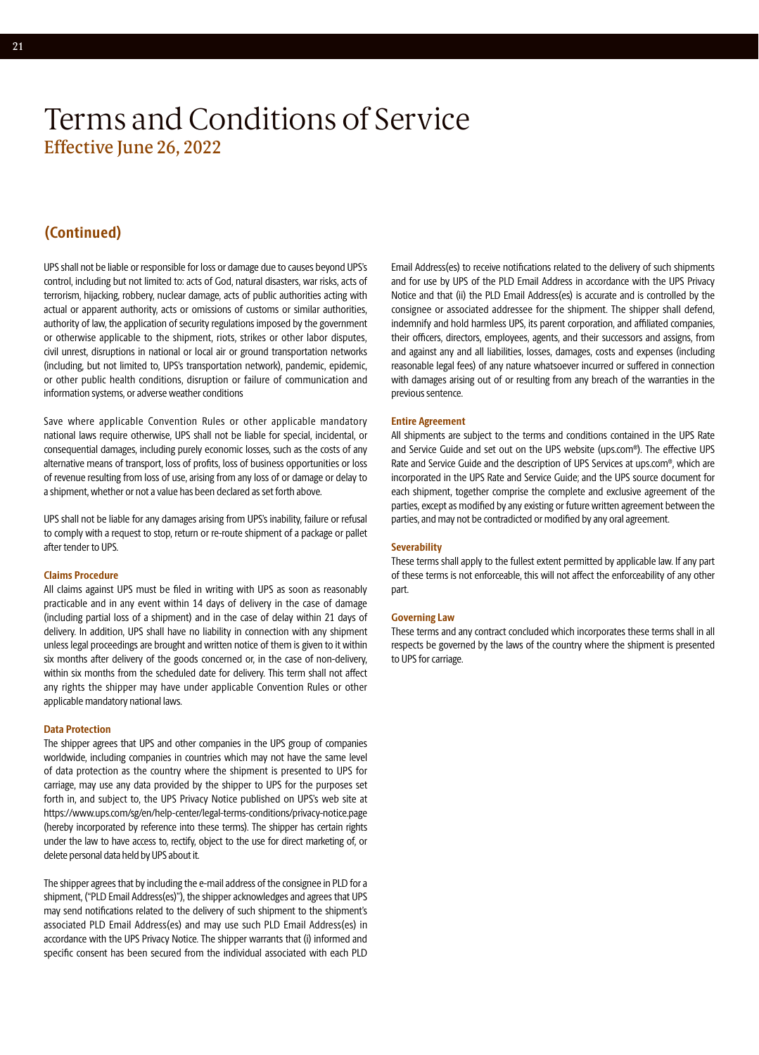# Terms and Conditions of Service

## Effective June 26, 2022

### (Continued)

UPS shall not be liable or responsible for loss or damage due to causes beyond UPS's control, including but not limited to: acts of God, natural disasters, war risks, acts of terrorism, hijacking, robbery, nuclear damage, acts of public authorities acting with actual or apparent authority, acts or omissions of customs or similar authorities, authority of law, the application of security regulations imposed by the government or otherwise applicable to the shipment, riots, strikes or other labor disputes, civil unrest, disruptions in national or local air or ground transportation networks (including, but not limited to, UPS's transportation network), pandemic, epidemic, or other public health conditions, disruption or failure of communication and information systems, or adverse weather conditions

Save where applicable Convention Rules or other applicable mandatory national laws require otherwise, UPS shall not be liable for special, incidental, or consequential damages, including purely economic losses, such as the costs of any alternative means of transport, loss of profits, loss of business opportunities or loss of revenue resulting from loss of use, arising from any loss of or damage or delay to a shipment, whether or not a value has been declared as set forth above.

UPS shall not be liable for any damages arising from UPS's inability, failure or refusal to comply with a request to stop, return or re-route shipment of a package or pallet after tender to UPS.

#### Claims Procedure

All claims against UPS must be filed in writing with UPS as soon as reasonably practicable and in any event within 14 days of delivery in the case of damage (including partial loss of a shipment) and in the case of delay within 21 days of delivery. In addition, UPS shall have no liability in connection with any shipment unless legal proceedings are brought and written notice of them is given to it within six months after delivery of the goods concerned or, in the case of non-delivery, within six months from the scheduled date for delivery. This term shall not affect any rights the shipper may have under applicable Convention Rules or other applicable mandatory national laws.

#### Data Protection

The shipper agrees that UPS and other companies in the UPS group of companies worldwide, including companies in countries which may not have the same level of data protection as the country where the shipment is presented to UPS for carriage, may use any data provided by the shipper to UPS for the purposes set forth in, and subject to, the UPS Privacy Notice published on UPS's web site at https://www.ups.com/sg/en/help-center/legal-terms-conditions/privacy-notice.page (hereby incorporated by reference into these terms). The shipper has certain rights under the law to have access to, rectify, object to the use for direct marketing of, or delete personal data held by UPS about it.

The shipper agrees that by including the e-mail address of the consignee in PLD for a shipment, ("PLD Email Address(es)"), the shipper acknowledges and agrees that UPS may send notifications related to the delivery of such shipment to the shipment's associated PLD Email Address(es) and may use such PLD Email Address(es) in accordance with the UPS Privacy Notice. The shipper warrants that (i) informed and specific consent has been secured from the individual associated with each PLD Email Address(es) to receive notifications related to the delivery of such shipments and for use by UPS of the PLD Email Address in accordance with the UPS Privacy Notice and that (ii) the PLD Email Address(es) is accurate and is controlled by the consignee or associated addressee for the shipment. The shipper shall defend, indemnify and hold harmless UPS, its parent corporation, and affiliated companies, their officers, directors, employees, agents, and their successors and assigns, from and against any and all liabilities, losses, damages, costs and expenses (including reasonable legal fees) of any nature whatsoever incurred or suffered in connection with damages arising out of or resulting from any breach of the warranties in the previous sentence.

#### Entire Agreement

All shipments are subject to the terms and conditions contained in the UPS Rate and Service Guide and set out on the UPS website (ups.com®). The effective UPS Rate and Service Guide and the description of UPS Services at ups.com®, which are incorporated in the UPS Rate and Service Guide; and the UPS source document for each shipment, together comprise the complete and exclusive agreement of the parties, except as modified by any existing or future written agreement between the parties, and may not be contradicted or modified by any oral agreement.

#### Severability

These terms shall apply to the fullest extent permitted by applicable law. If any part of these terms is not enforceable, this will not affect the enforceability of any other part.

#### Governing Law

These terms and any contract concluded which incorporates these terms shall in all respects be governed by the laws of the country where the shipment is presented to UPS for carriage.